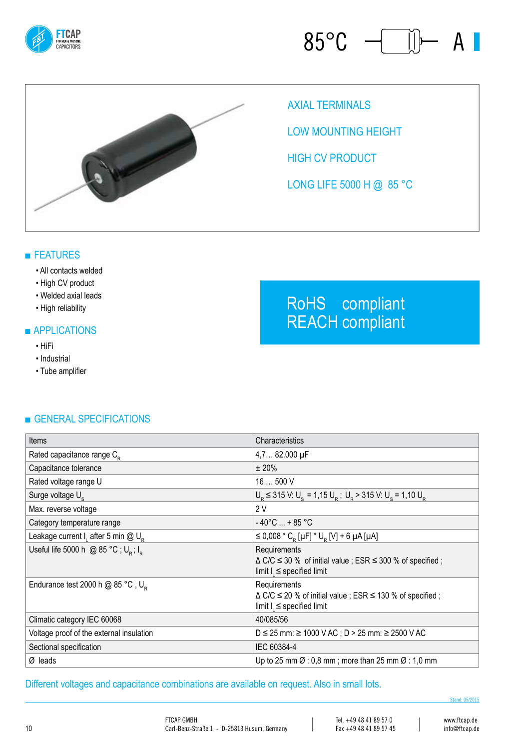85°C A

AXIAL TERMINALS

LOW MOUNTING HEIGHT

HIGH CV PRODUCT

LONG LIFE 5000 H @ 85 °C

## FEATURES

- All contacts welded
- High CV product
- Welded axial leads
- High reliability

RoHS compliant
REACH compliant

## APPLICATIONS

- HiFi
- Industrial
- Tube amplifier

## GENERAL SPECIFICATIONS

| Items | Characteristics |
|---|---|
| Rated capacitance range $C_R$ | 4,7… 82.000 µF |
| Capacitance tolerance | ± 20% |
| Rated voltage range U | 16 … 500 V |
| Surge voltage $U_S$ | $U_R$ ≤ 315 V: $U_S$ = 1,15 $U_R$ ; $U_R$ > 315 V: $U_S$ = 1,10 $U_R$ |
| Max. reverse voltage | 2 V |
| Category temperature range | - 40°C ... + 85 °C |
| Leakage current $I_L$ after 5 min @ $U_R$ | ≤ 0,008 * $C_R$ [µF] * $U_R$ [V] + 6 µA [µA] |
| Useful life 5000 h @ 85 °C ; $U_R$ ; $I_R$ | Requirements<br>Δ C/C ≤ 30 % of initial value ; ESR ≤ 300 % of specified ;<br>limit $I_L$ ≤ specified limit |
| Endurance test 2000 h @ 85 °C , $U_R$ | Requirements<br>Δ C/C ≤ 20 % of initial value ; ESR ≤ 130 % of specified ;<br>limit $I_L$ ≤ specified limit |
| Climatic category IEC 60068 | 40/085/56 |
| Voltage proof of the external insulation | D ≤ 25 mm: ≥ 1000 V AC ; D > 25 mm: ≥ 2500 V AC |
| Sectional specification | IEC 60384-4 |
| Ø leads | Up to 25 mm Ø : 0,8 mm ; more than 25 mm Ø : 1,0 mm |

Different voltages and capacitance combinations are available on request. Also in small lots.

Stand: 05/2015

FTCAP GMBH
Carl-Benz-Straße 1 - D-25813 Husum, Germany

Tel. +49 48 41 89 57 0
Fax +49 48 41 89 57 45

www.ftcap.de
info@ftcap.de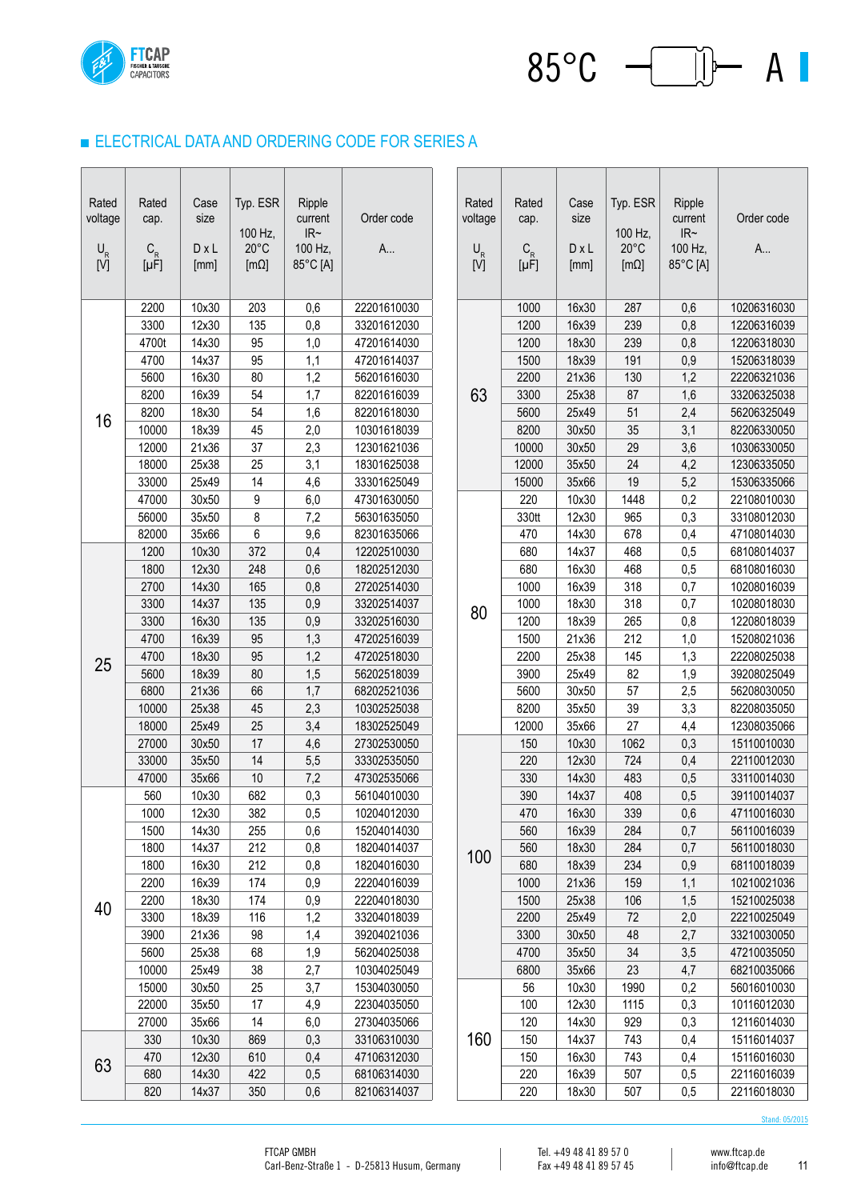## ELECTRICAL DATA AND ORDERING CODE FOR SERIES A

| Rated voltage $U_R$ [V] | Rated cap. $C_R$ [µF] | Case size D x L [mm] | Typ. ESR 100 Hz, 20°C [mΩ] | Ripple current IR~ 100 Hz, 85°C [A] | Order code A... |
|---|---|---|---|---|---|
| 16 | 2200 | 10x30 | 203 | 0,6 | 22201610030 |
| | 3300 | 12x30 | 135 | 0,8 | 33201612030 |
| | 4700t | 14x30 | 95 | 1,0 | 47201614030 |
| | 4700 | 14x37 | 95 | 1,1 | 47201614037 |
| | 5600 | 16x30 | 80 | 1,2 | 56201616030 |
| | 8200 | 16x39 | 54 | 1,7 | 82201616039 |
| | 8200 | 18x30 | 54 | 1,6 | 82201618030 |
| | 10000 | 18x39 | 45 | 2,0 | 10301618039 |
| | 12000 | 21x36 | 37 | 2,3 | 12301621036 |
| | 18000 | 25x38 | 25 | 3,1 | 18301625038 |
| | 33000 | 25x49 | 14 | 4,6 | 33301625049 |
| | 47000 | 30x50 | 9 | 6,0 | 47301630050 |
| | 56000 | 35x50 | 8 | 7,2 | 56301635050 |
| | 82000 | 35x66 | 6 | 9,6 | 82301635066 |
| 25 | 1200 | 10x30 | 372 | 0,4 | 12202510030 |
| | 1800 | 12x30 | 248 | 0,6 | 18202512030 |
| | 2700 | 14x30 | 165 | 0,8 | 27202514030 |
| | 3300 | 14x37 | 135 | 0,9 | 33202514037 |
| | 3300 | 16x30 | 135 | 0,9 | 33202516030 |
| | 4700 | 16x39 | 95 | 1,3 | 47202516039 |
| | 4700 | 18x30 | 95 | 1,2 | 47202518030 |
| | 5600 | 18x39 | 80 | 1,5 | 56202518039 |
| | 6800 | 21x36 | 66 | 1,7 | 68202521036 |
| | 10000 | 25x38 | 45 | 2,3 | 10302525038 |
| | 18000 | 25x49 | 25 | 3,4 | 18302525049 |
| | 27000 | 30x50 | 17 | 4,6 | 27302530050 |
| | 33000 | 35x50 | 14 | 5,5 | 33302535050 |
| | 47000 | 35x66 | 10 | 7,2 | 47302535066 |
| 40 | 560 | 10x30 | 682 | 0,3 | 56104010030 |
| | 1000 | 12x30 | 382 | 0,5 | 10204012030 |
| | 1500 | 14x30 | 255 | 0,6 | 15204014030 |
| | 1800 | 14x37 | 212 | 0,8 | 18204014037 |
| | 1800 | 16x30 | 212 | 0,8 | 18204016030 |
| | 2200 | 16x39 | 174 | 0,9 | 22204016039 |
| | 2200 | 18x30 | 174 | 0,9 | 22204018030 |
| | 3300 | 18x39 | 116 | 1,2 | 33204018039 |
| | 3900 | 21x36 | 98 | 1,4 | 39204021036 |
| | 5600 | 25x38 | 68 | 1,9 | 56204025038 |
| | 10000 | 25x49 | 38 | 2,7 | 10304025049 |
| | 15000 | 30x50 | 25 | 3,7 | 15304030050 |
| | 22000 | 35x50 | 17 | 4,9 | 22304035050 |
| | 27000 | 35x66 | 14 | 6,0 | 27304035066 |
| 63 | 330 | 10x30 | 869 | 0,3 | 33106310030 |
| | 470 | 12x30 | 610 | 0,4 | 47106312030 |
| | 680 | 14x30 | 422 | 0,5 | 68106314030 |
| | 820 | 14x37 | 350 | 0,6 | 82106314037 |
| | 1000 | 16x30 | 287 | 0,6 | 10206316030 |
| | 1200 | 16x39 | 239 | 0,8 | 12206316039 |
| | 1200 | 18x30 | 239 | 0,8 | 12206318030 |
| | 1500 | 18x39 | 191 | 0,9 | 15206318039 |
| | 2200 | 21x36 | 130 | 1,2 | 22206321036 |
| | 3300 | 25x38 | 87 | 1,6 | 33206325038 |
| | 5600 | 25x49 | 51 | 2,4 | 56206325049 |
| | 8200 | 30x50 | 35 | 3,1 | 82206330050 |
| | 10000 | 30x50 | 29 | 3,6 | 10306330050 |
| | 12000 | 35x50 | 24 | 4,2 | 12306335050 |
| | 15000 | 35x66 | 19 | 5,2 | 15306335066 |
| 80 | 220 | 10x30 | 1448 | 0,2 | 22108010030 |
| | 330tt | 12x30 | 965 | 0,3 | 33108012030 |
| | 470 | 14x30 | 678 | 0,4 | 47108014030 |
| | 680 | 14x37 | 468 | 0,5 | 68108014037 |
| | 680 | 16x30 | 468 | 0,5 | 68108016030 |
| | 1000 | 16x39 | 318 | 0,7 | 10208016039 |
| | 1000 | 18x30 | 318 | 0,7 | 10208018030 |
| | 1200 | 18x39 | 265 | 0,8 | 12208018039 |
| | 1500 | 21x36 | 212 | 1,0 | 15208021036 |
| | 2200 | 25x38 | 145 | 1,3 | 22208025038 |
| | 3900 | 25x49 | 82 | 1,9 | 39208025049 |
| | 5600 | 30x50 | 57 | 2,5 | 56208030050 |
| | 8200 | 35x50 | 39 | 3,3 | 82208035050 |
| | 12000 | 35x66 | 27 | 4,4 | 12308035066 |
| 100 | 150 | 10x30 | 1062 | 0,3 | 15110010030 |
| | 220 | 12x30 | 724 | 0,4 | 22110012030 |
| | 330 | 14x30 | 483 | 0,5 | 33110014030 |
| | 390 | 14x37 | 408 | 0,5 | 39110014037 |
| | 470 | 16x30 | 339 | 0,6 | 47110016030 |
| | 560 | 16x39 | 284 | 0,7 | 56110016039 |
| | 560 | 18x30 | 284 | 0,7 | 56110018030 |
| | 680 | 18x39 | 234 | 0,9 | 68110018039 |
| | 1000 | 21x36 | 159 | 1,1 | 10210021036 |
| | 1500 | 25x38 | 106 | 1,5 | 15210025038 |
| | 2200 | 25x49 | 72 | 2,0 | 22210025049 |
| | 3300 | 30x50 | 48 | 2,7 | 33210030050 |
| | 4700 | 35x50 | 34 | 3,5 | 47210035050 |
| | 6800 | 35x66 | 23 | 4,7 | 68210035066 |
| 160 | 56 | 10x30 | 1990 | 0,2 | 56016010030 |
| | 100 | 12x30 | 1115 | 0,3 | 10116012030 |
| | 120 | 14x30 | 929 | 0,3 | 12116014030 |
| | 150 | 14x37 | 743 | 0,4 | 15116014037 |
| | 150 | 16x30 | 743 | 0,4 | 15116016030 |
| | 220 | 16x39 | 507 | 0,5 | 22116016039 |
| | 220 | 18x30 | 507 | 0,5 | 22116018030 |

Stand: 05/2015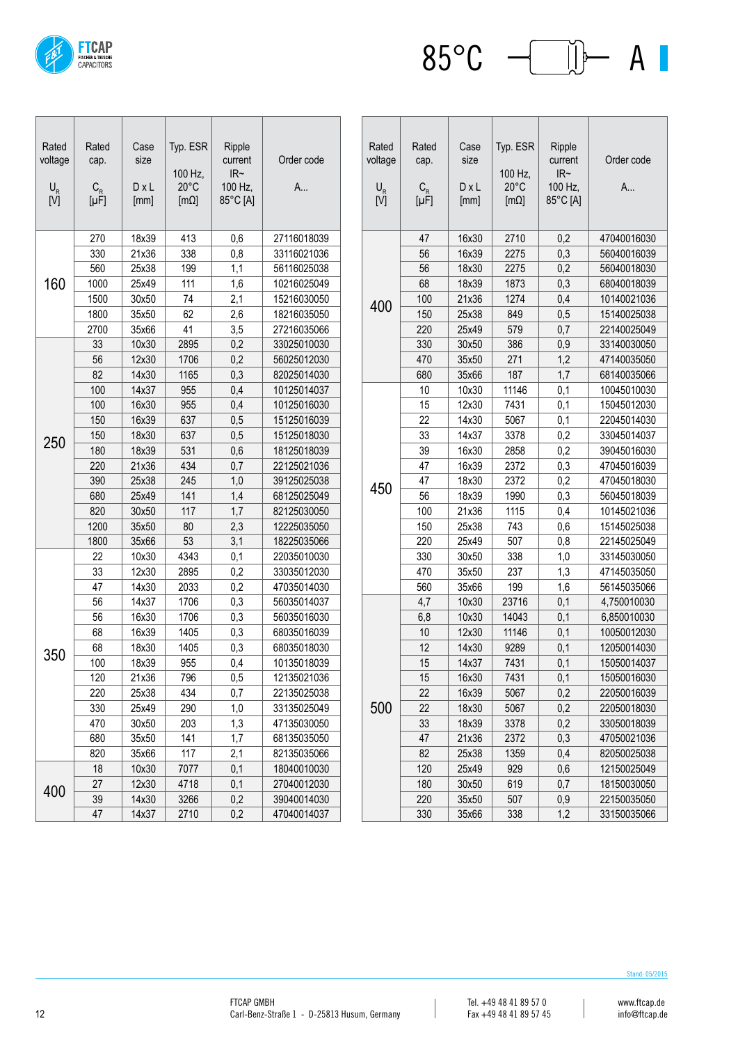# 85°C A

| Rated voltage $U_R$ [V] | Rated cap. $C_R$ [µF] | Case size D x L [mm] | Typ. ESR 100 Hz, 20°C [mΩ] | Ripple current IR~ 100 Hz, 85°C [A] | Order code A... |
|---|---|---|---|---|---|
| 160 | 270 | 18x39 | 413 | 0,6 | 27116018039 |
| | 330 | 21x36 | 338 | 0,8 | 33116021036 |
| | 560 | 25x38 | 199 | 1,1 | 56116025038 |
| | 1000 | 25x49 | 111 | 1,6 | 10216025049 |
| | 1500 | 30x50 | 74 | 2,1 | 15216030050 |
| | 1800 | 35x50 | 62 | 2,6 | 18216035050 |
| | 2700 | 35x66 | 41 | 3,5 | 27216035066 |
| 250 | 33 | 10x30 | 2895 | 0,2 | 33025010030 |
| | 56 | 12x30 | 1706 | 0,2 | 56025012030 |
| | 82 | 14x30 | 1165 | 0,3 | 82025014030 |
| | 100 | 14x37 | 955 | 0,4 | 10125014037 |
| | 100 | 16x30 | 955 | 0,4 | 10125016030 |
| | 150 | 16x39 | 637 | 0,5 | 15125016039 |
| | 150 | 18x30 | 637 | 0,5 | 15125018030 |
| | 180 | 18x39 | 531 | 0,6 | 18125018039 |
| | 220 | 21x36 | 434 | 0,7 | 22125021036 |
| | 390 | 25x38 | 245 | 1,0 | 39125025038 |
| | 680 | 25x49 | 141 | 1,4 | 68125025049 |
| | 820 | 30x50 | 117 | 1,7 | 82125030050 |
| | 1200 | 35x50 | 80 | 2,3 | 12225035050 |
| | 1800 | 35x66 | 53 | 3,1 | 18225035066 |
| 350 | 22 | 10x30 | 4343 | 0,1 | 22035010030 |
| | 33 | 12x30 | 2895 | 0,2 | 33035012030 |
| | 47 | 14x30 | 2033 | 0,2 | 47035014030 |
| | 56 | 14x37 | 1706 | 0,3 | 56035014037 |
| | 56 | 16x30 | 1706 | 0,3 | 56035016030 |
| | 68 | 16x39 | 1405 | 0,3 | 68035016039 |
| | 68 | 18x30 | 1405 | 0,3 | 68035018030 |
| | 100 | 18x39 | 955 | 0,4 | 10135018039 |
| | 120 | 21x36 | 796 | 0,5 | 12135021036 |
| | 220 | 25x38 | 434 | 0,7 | 22135025038 |
| | 330 | 25x49 | 290 | 1,0 | 33135025049 |
| | 470 | 30x50 | 203 | 1,3 | 47135030050 |
| | 680 | 35x50 | 141 | 1,7 | 68135035050 |
| | 820 | 35x66 | 117 | 2,1 | 82135035066 |
| 400 | 18 | 10x30 | 7077 | 0,1 | 18040010030 |
| | 27 | 12x30 | 4718 | 0,1 | 27040012030 |
| | 39 | 14x30 | 3266 | 0,2 | 39040014030 |
| | 47 | 14x37 | 2710 | 0,2 | 47040014037 |
| | 47 | 16x30 | 2710 | 0,2 | 47040016030 |
| | 56 | 16x39 | 2275 | 0,3 | 56040016039 |
| | 56 | 18x30 | 2275 | 0,2 | 56040018030 |
| | 68 | 18x39 | 1873 | 0,3 | 68040018039 |
| | 100 | 21x36 | 1274 | 0,4 | 10140021036 |
| | 150 | 25x38 | 849 | 0,5 | 15140025038 |
| | 220 | 25x49 | 579 | 0,7 | 22140025049 |
| | 330 | 30x50 | 386 | 0,9 | 33140030050 |
| | 470 | 35x50 | 271 | 1,2 | 47140035050 |
| | 680 | 35x66 | 187 | 1,7 | 68140035066 |
| 450 | 10 | 10x30 | 11146 | 0,1 | 10045010030 |
| | 15 | 12x30 | 7431 | 0,1 | 15045012030 |
| | 22 | 14x30 | 5067 | 0,1 | 22045014030 |
| | 33 | 14x37 | 3378 | 0,2 | 33045014037 |
| | 39 | 16x30 | 2858 | 0,2 | 39045016030 |
| | 47 | 16x39 | 2372 | 0,3 | 47045016039 |
| | 47 | 18x30 | 2372 | 0,2 | 47045018030 |
| | 56 | 18x39 | 1990 | 0,3 | 56045018039 |
| | 100 | 21x36 | 1115 | 0,4 | 10145021036 |
| | 150 | 25x38 | 743 | 0,6 | 15145025038 |
| | 220 | 25x49 | 507 | 0,8 | 22145025049 |
| | 330 | 30x50 | 338 | 1,0 | 33145030050 |
| | 470 | 35x50 | 237 | 1,3 | 47145035050 |
| | 560 | 35x66 | 199 | 1,6 | 56145035066 |
| 500 | 4,7 | 10x30 | 23716 | 0,1 | 4,750010030 |
| | 6,8 | 10x30 | 14043 | 0,1 | 6,850010030 |
| | 10 | 12x30 | 11146 | 0,1 | 10050012030 |
| | 12 | 14x30 | 9289 | 0,1 | 12050014030 |
| | 15 | 14x37 | 7431 | 0,1 | 15050014037 |
| | 15 | 16x30 | 7431 | 0,1 | 15050016030 |
| | 22 | 16x39 | 5067 | 0,2 | 22050016039 |
| | 22 | 18x30 | 5067 | 0,2 | 22050018030 |
| | 33 | 18x39 | 3378 | 0,2 | 33050018039 |
| | 47 | 21x36 | 2372 | 0,3 | 47050021036 |
| | 82 | 25x38 | 1359 | 0,4 | 82050025038 |
| | 120 | 25x49 | 929 | 0,6 | 12150025049 |
| | 180 | 30x50 | 619 | 0,7 | 18150030050 |
| | 220 | 35x50 | 507 | 0,9 | 22150035050 |
| | 330 | 35x66 | 338 | 1,2 | 33150035066 |

Stand: 05/2015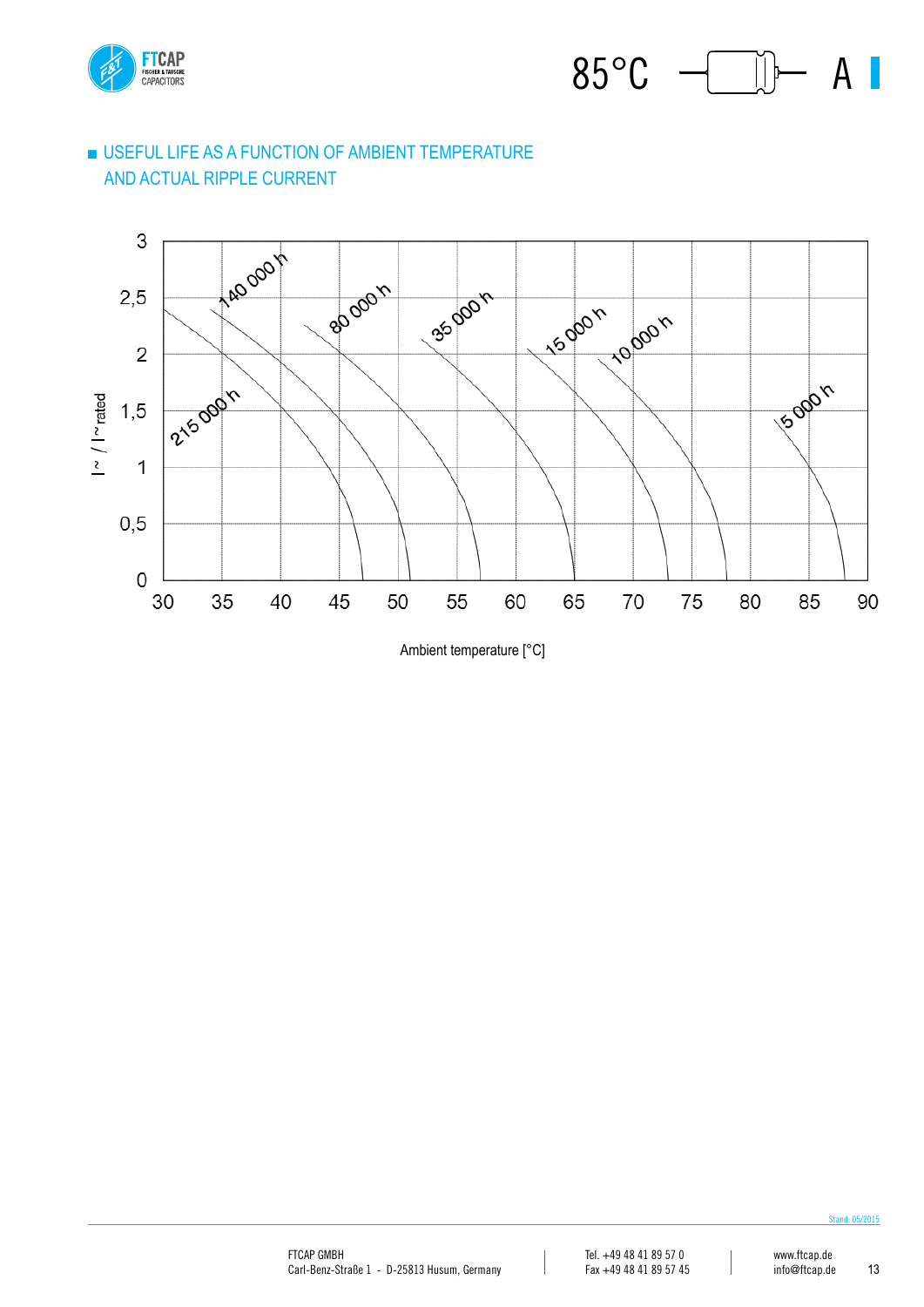## USEFUL LIFE AS A FUNCTION OF AMBIENT TEMPERATURE AND ACTUAL RIPPLE CURRENT

I~ / I~ rated

3
2,5
2
1,5
1
0,5
0

140 000 h
80 000 h
35 000 h
15 000 h
10 000 h
5 000 h
215 000 h

30 35 40 45 50 55 60 65 70 75 80 85 90

Ambient temperature [°C]

Stand: 05/2015